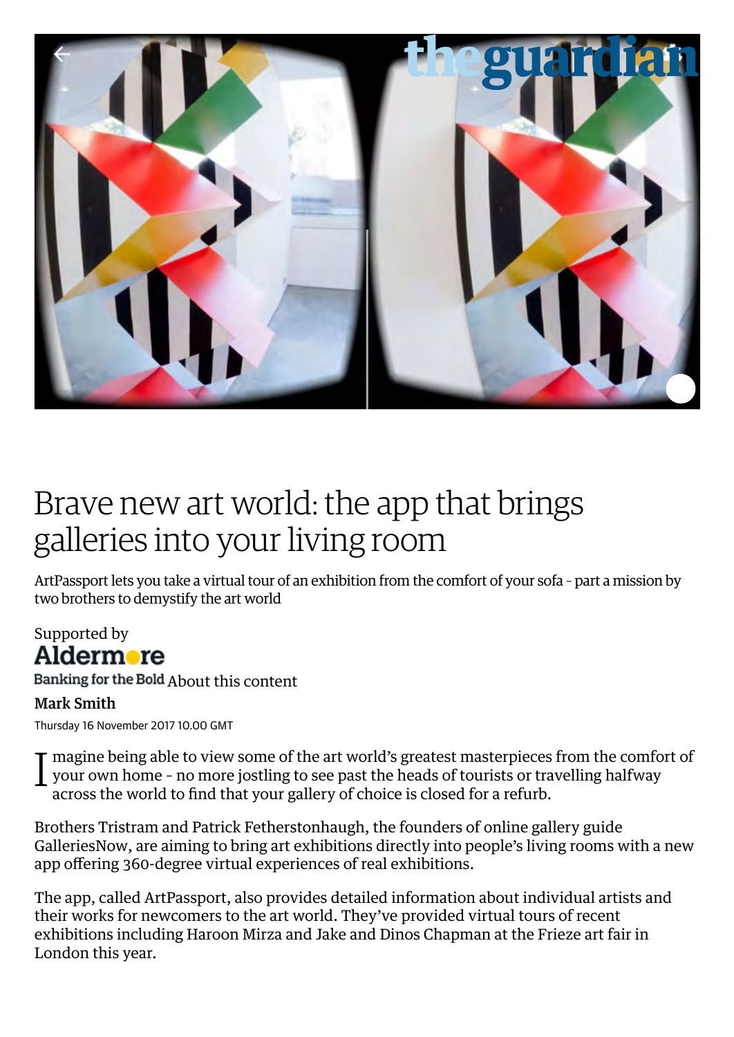# Brave new art world: the app that brings galleries into your living room

ArtPassport lets you take a virtual tour of an exhibition from the comfort of your sofa – part a mission by two brothers to demystify the art world

Supported by
Aldermore
Banking for the Bold About this content

**Mark Smith**

Thursday 16 November 2017 10.00 GMT

Imagine being able to view some of the art world's greatest masterpieces from the comfort of your own home – no more jostling to see past the heads of tourists or travelling halfway across the world to find that your gallery of choice is closed for a refurb.

Brothers Tristram and Patrick Fetherstonhaugh, the founders of online gallery guide GalleriesNow, are aiming to bring art exhibitions directly into people's living rooms with a new app offering 360-degree virtual experiences of real exhibitions.

The app, called ArtPassport, also provides detailed information about individual artists and their works for newcomers to the art world. They've provided virtual tours of recent exhibitions including Haroon Mirza and Jake and Dinos Chapman at the Frieze art fair in London this year.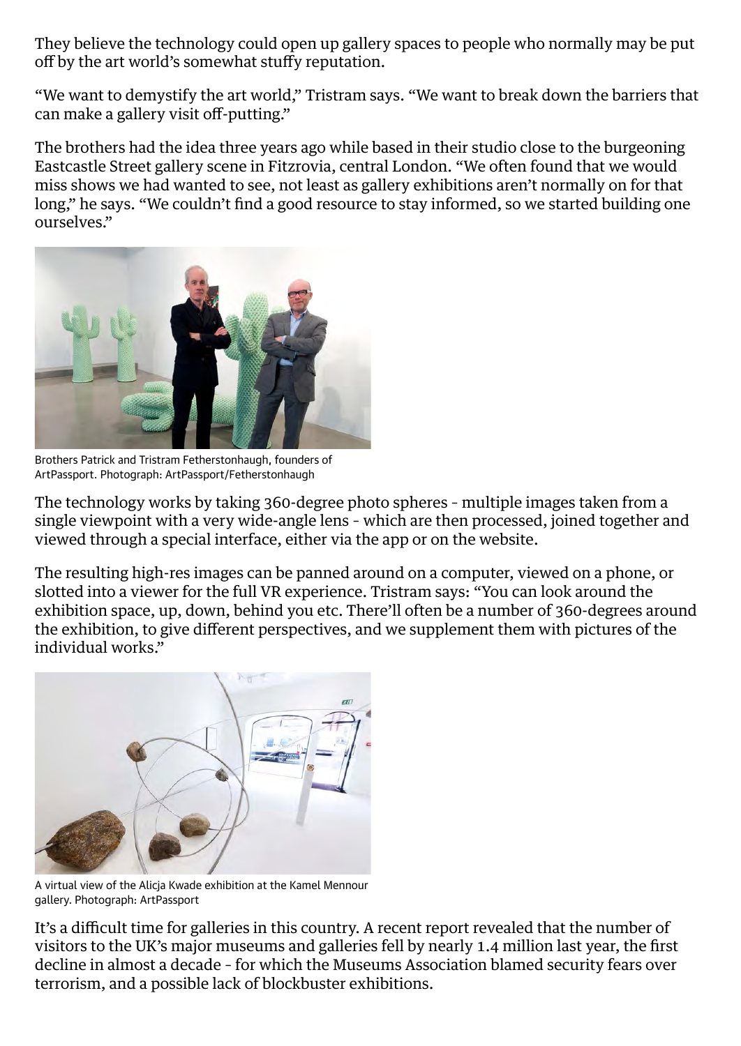They believe the technology could open up gallery spaces to people who normally may be put off by the art world's somewhat stuffy reputation.

"We want to demystify the art world," Tristram says. "We want to break down the barriers that can make a gallery visit off-putting."

The brothers had the idea three years ago while based in their studio close to the burgeoning Eastcastle Street gallery scene in Fitzrovia, central London. "We often found that we would miss shows we had wanted to see, not least as gallery exhibitions aren't normally on for that long," he says. "We couldn't find a good resource to stay informed, so we started building one ourselves."

Brothers Patrick and Tristram Fetherstonhaugh, founders of ArtPassport. Photograph: ArtPassport/Fetherstonhaugh

The technology works by taking 360-degree photo spheres - multiple images taken from a single viewpoint with a very wide-angle lens - which are then processed, joined together and viewed through a special interface, either via the app or on the website.

The resulting high-res images can be panned around on a computer, viewed on a phone, or slotted into a viewer for the full VR experience. Tristram says: "You can look around the exhibition space, up, down, behind you etc. There'll often be a number of 360-degrees around the exhibition, to give different perspectives, and we supplement them with pictures of the individual works."

A virtual view of the Alicja Kwade exhibition at the Kamel Mennour gallery. Photograph: ArtPassport

It's a difficult time for galleries in this country. A recent report revealed that the number of visitors to the UK's major museums and galleries fell by nearly 1.4 million last year, the first decline in almost a decade - for which the Museums Association blamed security fears over terrorism, and a possible lack of blockbuster exhibitions.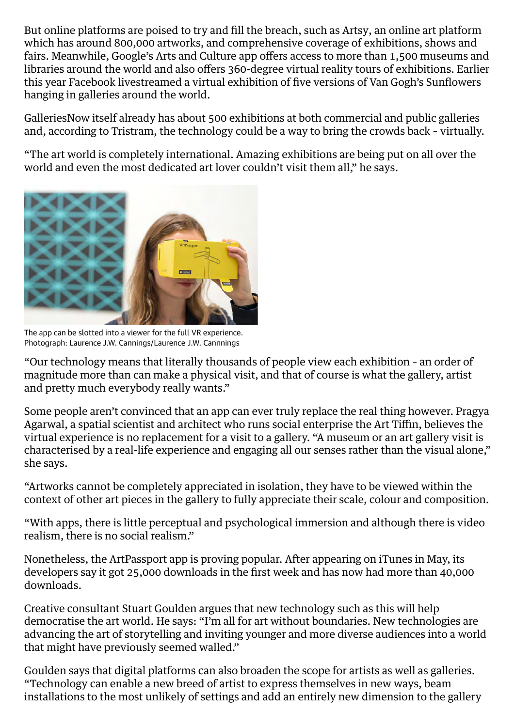But online platforms are poised to try and fill the breach, such as Artsy, an online art platform which has around 800,000 artworks, and comprehensive coverage of exhibitions, shows and fairs. Meanwhile, Google's Arts and Culture app offers access to more than 1,500 museums and libraries around the world and also offers 360-degree virtual reality tours of exhibitions. Earlier this year Facebook livestreamed a virtual exhibition of five versions of Van Gogh's Sunflowers hanging in galleries around the world.

GalleriesNow itself already has about 500 exhibitions at both commercial and public galleries and, according to Tristram, the technology could be a way to bring the crowds back – virtually.

"The art world is completely international. Amazing exhibitions are being put on all over the world and even the most dedicated art lover couldn't visit them all," he says.

The app can be slotted into a viewer for the full VR experience. Photograph: Laurence J.W. Cannings/Laurence J.W. Cannnings

"Our technology means that literally thousands of people view each exhibition – an order of magnitude more than can make a physical visit, and that of course is what the gallery, artist and pretty much everybody really wants."

Some people aren't convinced that an app can ever truly replace the real thing however. Pragya Agarwal, a spatial scientist and architect who runs social enterprise the Art Tiffin, believes the virtual experience is no replacement for a visit to a gallery. "A museum or an art gallery visit is characterised by a real-life experience and engaging all our senses rather than the visual alone," she says.

"Artworks cannot be completely appreciated in isolation, they have to be viewed within the context of other art pieces in the gallery to fully appreciate their scale, colour and composition.

"With apps, there is little perceptual and psychological immersion and although there is video realism, there is no social realism."

Nonetheless, the ArtPassport app is proving popular. After appearing on iTunes in May, its developers say it got 25,000 downloads in the first week and has now had more than 40,000 downloads.

Creative consultant Stuart Goulden argues that new technology such as this will help democratise the art world. He says: "I'm all for art without boundaries. New technologies are advancing the art of storytelling and inviting younger and more diverse audiences into a world that might have previously seemed walled."

Goulden says that digital platforms can also broaden the scope for artists as well as galleries. "Technology can enable a new breed of artist to express themselves in new ways, beam installations to the most unlikely of settings and add an entirely new dimension to the gallery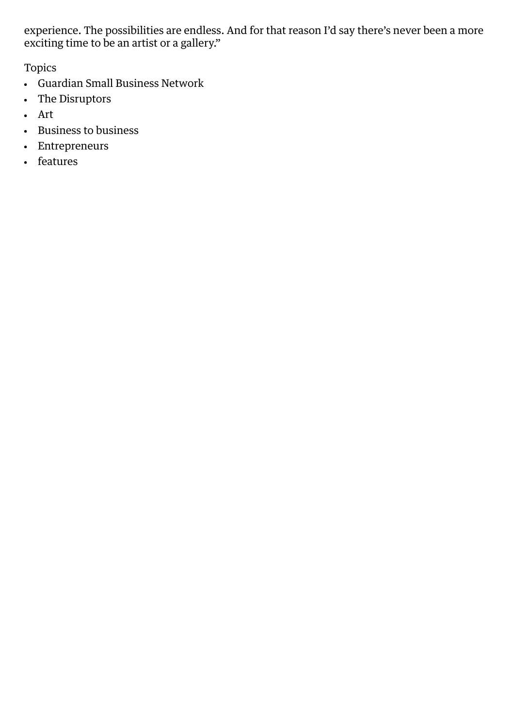experience. The possibilities are endless. And for that reason I'd say there's never been a more exciting time to be an artist or a gallery."

Topics

- Guardian Small Business Network
- The Disruptors
- Art
- Business to business
- Entrepreneurs
- features